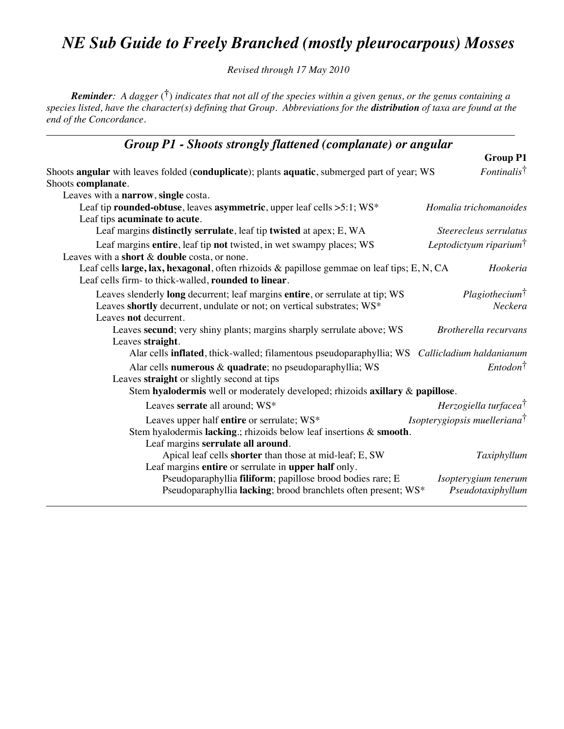# *NE Sub Guide to Freely Branched (mostly pleurocarpous) Mosses*

*Revised through 17 May 2010*

***Reminder**: A dagger (†) indicates that not all of the species within a given genus, or the genus containing a species listed, have the character(s) defining that Group. Abbreviations for the **distribution** of taxa are found at the end of the Concordance.*

## *Group P1 - Shoots strongly flattened (complanate) or angular*

**Group P1**

Shoots **angular** with leaves folded (**conduplicate**); plants **aquatic**, submerged part of year; WS — *Fontinalis*†

Shoots **complanate**.

- Leaves with a **narrow**, **single** costa.
  - Leaf tip **rounded-obtuse**, leaves **asymmetric**, upper leaf cells >5:1; WS* — *Homalia trichomanoides*
  - Leaf tips **acuminate to acute**.
    - Leaf margins **distinctly serrulate**, leaf tip **twisted** at apex; E, WA — *Steerecleus serrulatus*
    - Leaf margins **entire**, leaf tip **not** twisted, in wet swampy places; WS — *Leptodictyum riparium*†
- Leaves with a **short** & **double** costa, or none.
  - Leaf cells **large, lax, hexagonal**, often rhizoids & papillose gemmae on leaf tips; E, N, CA — *Hookeria*
  - Leaf cells firm- to thick-walled, **rounded to linear**.
    - Leaves slenderly **long** decurrent; leaf margins **entire**, or serrulate at tip; WS — *Plagiothecium*†
    - Leaves **shortly** decurrent, undulate or not; on vertical substrates; WS* — *Neckera*
    - Leaves **not** decurrent.
      - Leaves **secund**; very shiny plants; margins sharply serrulate above; WS — *Brotherella recurvans*
      - Leaves **straight**.
        - Alar cells **inflated**, thick-walled; filamentous pseudoparaphyllia; WS — *Callicladium haldanianum*
        - Alar cells **numerous** & **quadrate**; no pseudoparaphyllia; WS — *Entodon*†
      - Leaves **straight** or slightly second at tips
        - Stem **hyalodermis** well or moderately developed; rhizoids **axillary** & **papillose**.
          - Leaves **serrate** all around; WS* — *Herzogiella turfacea*†
          - Leaves upper half **entire** or serrulate; WS* — *Isopterygiopsis muelleriana*†
        - Stem hyalodermis **lacking**.; rhizoids below leaf insertions & **smooth**.
          - Leaf margins **serrulate all around**.
            - Apical leaf cells **shorter** than those at mid-leaf; E, SW — *Taxiphyllum*
          - Leaf margins **entire** or serrulate in **upper half** only.
            - Pseudoparaphyllia **filiform**; papillose brood bodies rare; E — *Isopterygium tenerum*
            - Pseudoparaphyllia **lacking**; brood branchlets often present; WS* — *Pseudotaxiphyllum*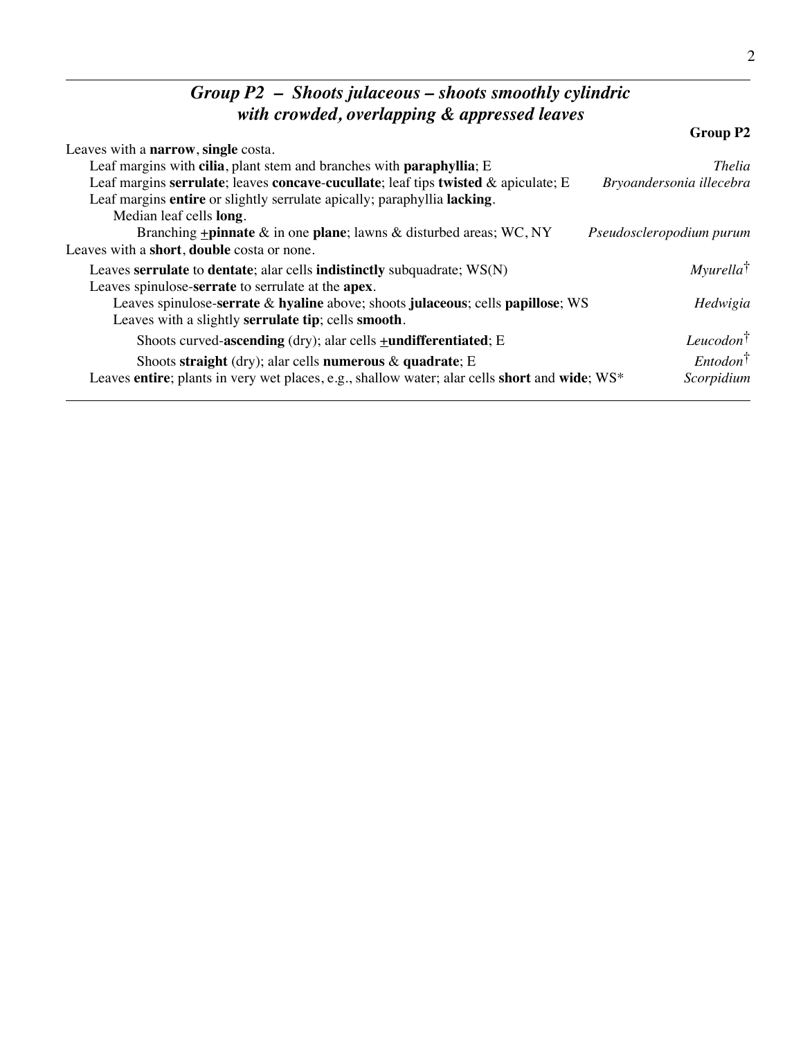## *Group P2 – Shoots julaceous – shoots smoothly cylindric with crowded, overlapping & appressed leaves*

**Group P2**

Leaves with a **narrow**, **single** costa.

- Leaf margins with **cilia**, plant stem and branches with **paraphyllia**; E — *Thelia*
- Leaf margins **serrulate**; leaves **concave**-**cucullate**; leaf tips **twisted** & apiculate; E — *Bryoandersonia illecebra*
- Leaf margins **entire** or slightly serrulate apically; paraphyllia **lacking**.
  - Median leaf cells **long**.
    - Branching **±pinnate** & in one **plane**; lawns & disturbed areas; WC, NY — *Pseudoscleropodium purum*

Leaves with a **short**, **double** costa or none.

- Leaves **serrulate** to **dentate**; alar cells **indistinctly** subquadrate; WS(N) — *Myurella*†
- Leaves spinulose-**serrate** to serrulate at the **apex**.
  - Leaves spinulose-**serrate** & **hyaline** above; shoots **julaceous**; cells **papillose**; WS — *Hedwigia*
  - Leaves with a slightly **serrulate tip**; cells **smooth**.
    - Shoots curved-**ascending** (dry); alar cells **±undifferentiated**; E — *Leucodon*†
    - Shoots **straight** (dry); alar cells **numerous** & **quadrate**; E — *Entodon*†
- Leaves **entire**; plants in very wet places, e.g., shallow water; alar cells **short** and **wide**; WS* — *Scorpidium*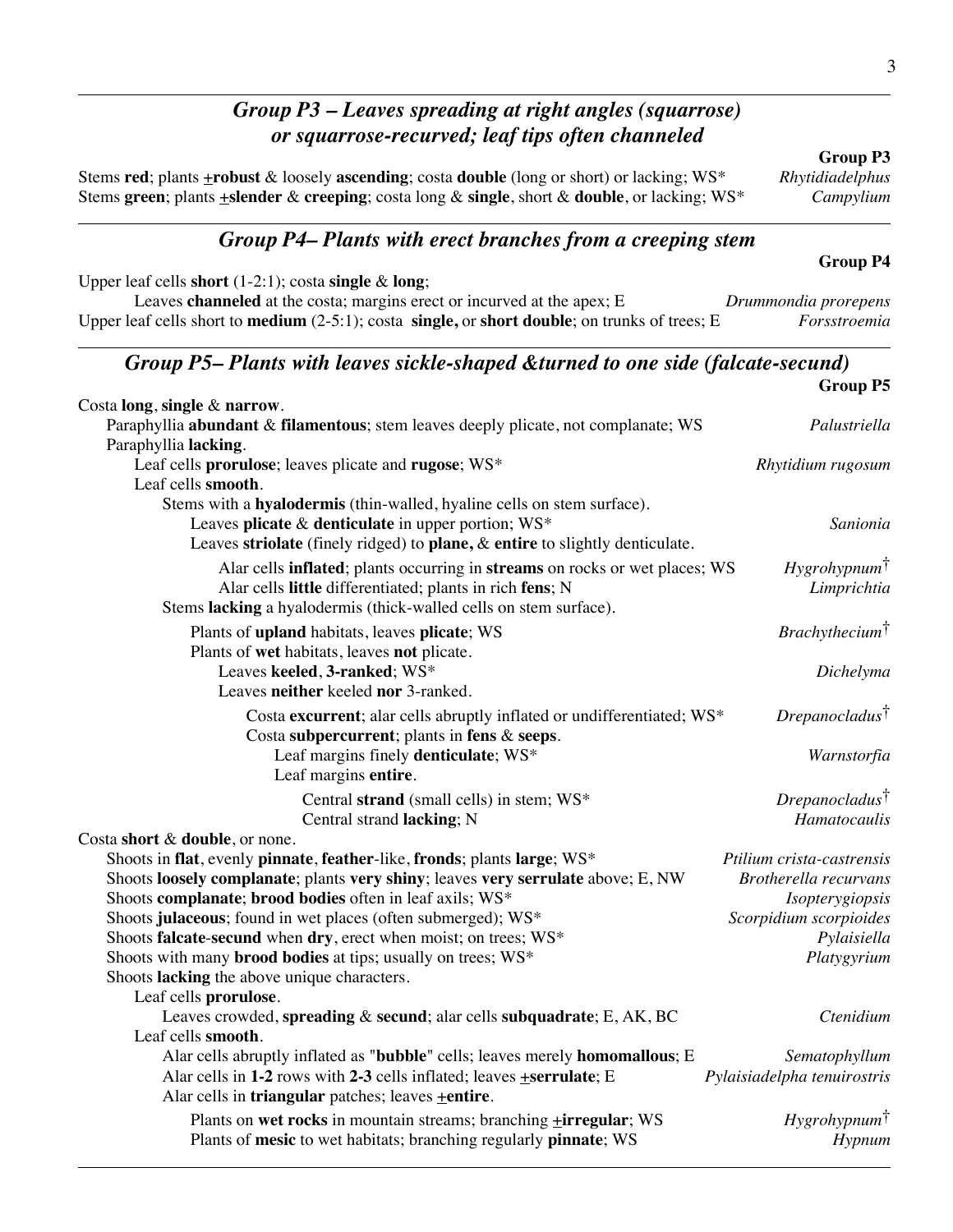## *Group P3 – Leaves spreading at right angles (squarrose) or squarrose-recurved; leaf tips often channeled*

**Group P3**

Stems **red**; plants **±robust** & loosely **ascending**; costa **double** (long or short) or lacking; WS* — *Rhytidiadelphus*
Stems **green**; plants **±slender** & **creeping**; costa long & **single**, short & **double**, or lacking; WS* — *Campylium*

## *Group P4– Plants with erect branches from a creeping stem*

**Group P4**

Upper leaf cells **short** (1-2:1); costa **single** & **long**;
  Leaves **channeled** at the costa; margins erect or incurved at the apex; E — *Drummondia prorepens*
Upper leaf cells short to **medium** (2-5:1); costa **single,** or **short double**; on trunks of trees; E — *Forsstroemia*

## *Group P5– Plants with leaves sickle-shaped &turned to one side (falcate-secund)*

**Group P5**

Costa **long**, **single** & **narrow**.
  Paraphyllia **abundant** & **filamentous**; stem leaves deeply plicate, not complanate; WS — *Palustriella*
  Paraphyllia **lacking**.
    Leaf cells **prorulose**; leaves plicate and **rugose**; WS* — *Rhytidium rugosum*
    Leaf cells **smooth**.
      Stems with a **hyalodermis** (thin-walled, hyaline cells on stem surface).
        Leaves **plicate** & **denticulate** in upper portion; WS* — *Sanionia*
        Leaves **striolate** (finely ridged) to **plane,** & **entire** to slightly denticulate.
          Alar cells **inflated**; plants occurring in **streams** on rocks or wet places; WS — *Hygrohypnum*†
          Alar cells **little** differentiated; plants in rich **fens**; N — *Limprichtia*
      Stems **lacking** a hyalodermis (thick-walled cells on stem surface).
        Plants of **upland** habitats, leaves **plicate**; WS — *Brachythecium*†
        Plants of **wet** habitats, leaves **not** plicate.
          Leaves **keeled**, **3-ranked**; WS* — *Dichelyma*
          Leaves **neither** keeled **nor** 3-ranked.
            Costa **excurrent**; alar cells abruptly inflated or undifferentiated; WS* — *Drepanocladus*†
            Costa **subpercurrent**; plants in **fens** & **seeps**.
              Leaf margins finely **denticulate**; WS* — *Warnstorfia*
              Leaf margins **entire**.
                Central **strand** (small cells) in stem; WS* — *Drepanocladus*†
                Central strand **lacking**; N — *Hamatocaulis*
Costa **short** & **double**, or none.
  Shoots in **flat**, evenly **pinnate**, **feather**-like, **fronds**; plants **large**; WS* — *Ptilium crista-castrensis*
  Shoots **loosely complanate**; plants **very shiny**; leaves **very serrulate** above; E, NW — *Brotherella recurvans*
  Shoots **complanate**; **brood bodies** often in leaf axils; WS* — *Isopterygiopsis*
  Shoots **julaceous**; found in wet places (often submerged); WS* — *Scorpidium scorpioides*
  Shoots **falcate**-**secund** when **dry**, erect when moist; on trees; WS* — *Pylaisiella*
  Shoots with many **brood bodies** at tips; usually on trees; WS* — *Platygyrium*
  Shoots **lacking** the above unique characters.
    Leaf cells **prorulose**.
      Leaves crowded, **spreading** & **secund**; alar cells **subquadrate**; E, AK, BC — *Ctenidium*
    Leaf cells **smooth**.
      Alar cells abruptly inflated as "**bubble**" cells; leaves merely **homomallous**; E — *Sematophyllum*
      Alar cells in **1-2** rows with **2-3** cells inflated; leaves **±serrulate**; E — *Pylaisiadelpha tenuirostris*
      Alar cells in **triangular** patches; leaves **±entire**.
        Plants on **wet rocks** in mountain streams; branching **±irregular**; WS — *Hygrohypnum*†
        Plants of **mesic** to wet habitats; branching regularly **pinnate**; WS — *Hypnum*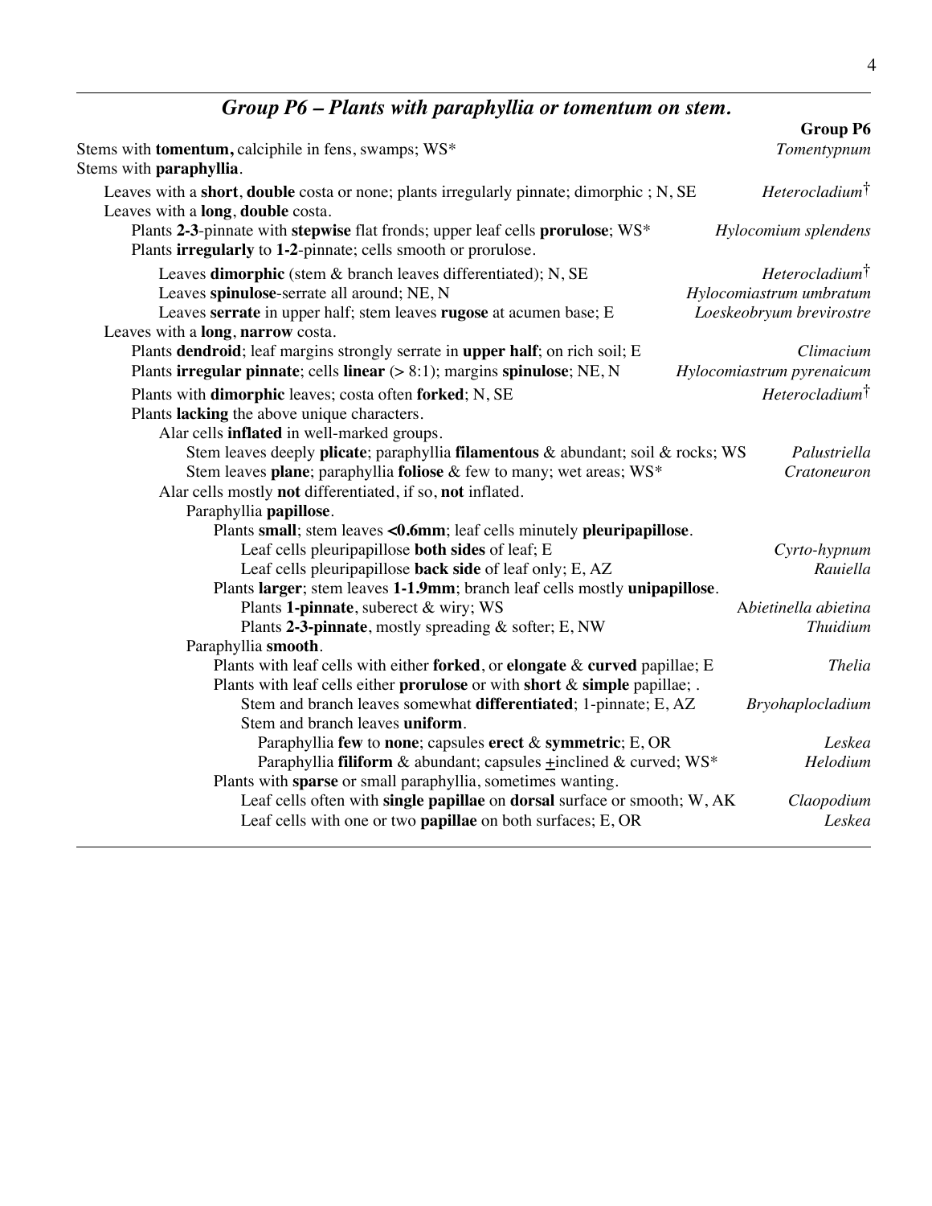## *Group P6 – Plants with paraphyllia or tomentum on stem.*

**Group P6**

Stems with **tomentum,** calciphile in fens, swamps; WS* — *Tomentypnum*

Stems with **paraphyllia**.

- Leaves with a **short**, **double** costa or none; plants irregularly pinnate; dimorphic ; N, SE — *Heterocladium*†
- Leaves with a **long**, **double** costa.
  - Plants **2-3**-pinnate with **stepwise** flat fronds; upper leaf cells **prorulose**; WS* — *Hylocomium splendens*
  - Plants **irregularly** to **1-2**-pinnate; cells smooth or prorulose.
    - Leaves **dimorphic** (stem & branch leaves differentiated); N, SE — *Heterocladium*†
    - Leaves **spinulose**-serrate all around; NE, N — *Hylocomiastrum umbratum*
    - Leaves **serrate** in upper half; stem leaves **rugose** at acumen base; E — *Loeskeobryum brevirostre*
- Leaves with a **long**, **narrow** costa.
  - Plants **dendroid**; leaf margins strongly serrate in **upper half**; on rich soil; E — *Climacium*
  - Plants **irregular pinnate**; cells **linear** (> 8:1); margins **spinulose**; NE, N — *Hylocomiastrum pyrenaicum*
  - Plants with **dimorphic** leaves; costa often **forked**; N, SE — *Heterocladium*†
  - Plants **lacking** the above unique characters.
    - Alar cells **inflated** in well-marked groups.
      - Stem leaves deeply **plicate**; paraphyllia **filamentous** & abundant; soil & rocks; WS — *Palustriella*
      - Stem leaves **plane**; paraphyllia **foliose** & few to many; wet areas; WS* — *Cratoneuron*
    - Alar cells mostly **not** differentiated, if so, **not** inflated.
      - Paraphyllia **papillose**.
        - Plants **small**; stem leaves **<0.6mm**; leaf cells minutely **pleuripapillose**.
          - Leaf cells pleuripapillose **both sides** of leaf; E — *Cyrto-hypnum*
          - Leaf cells pleuripapillose **back side** of leaf only; E, AZ — *Rauiella*
        - Plants **larger**; stem leaves **1-1.9mm**; branch leaf cells mostly **unipapillose**.
          - Plants **1-pinnate**, suberect & wiry; WS — *Abietinella abietina*
          - Plants **2-3-pinnate**, mostly spreading & softer; E, NW — *Thuidium*
      - Paraphyllia **smooth**.
        - Plants with leaf cells with either **forked**, or **elongate** & **curved** papillae; E — *Thelia*
        - Plants with leaf cells either **prorulose** or with **short** & **simple** papillae; .
          - Stem and branch leaves somewhat **differentiated**; 1-pinnate; E, AZ — *Bryohaplocladium*
          - Stem and branch leaves **uniform**.
            - Paraphyllia **few** to **none**; capsules **erect** & **symmetric**; E, OR — *Leskea*
            - Paraphyllia **filiform** & abundant; capsules ±inclined & curved; WS* — *Helodium*
        - Plants with **sparse** or small paraphyllia, sometimes wanting.
          - Leaf cells often with **single papillae** on **dorsal** surface or smooth; W, AK — *Claopodium*
          - Leaf cells with one or two **papillae** on both surfaces; E, OR — *Leskea*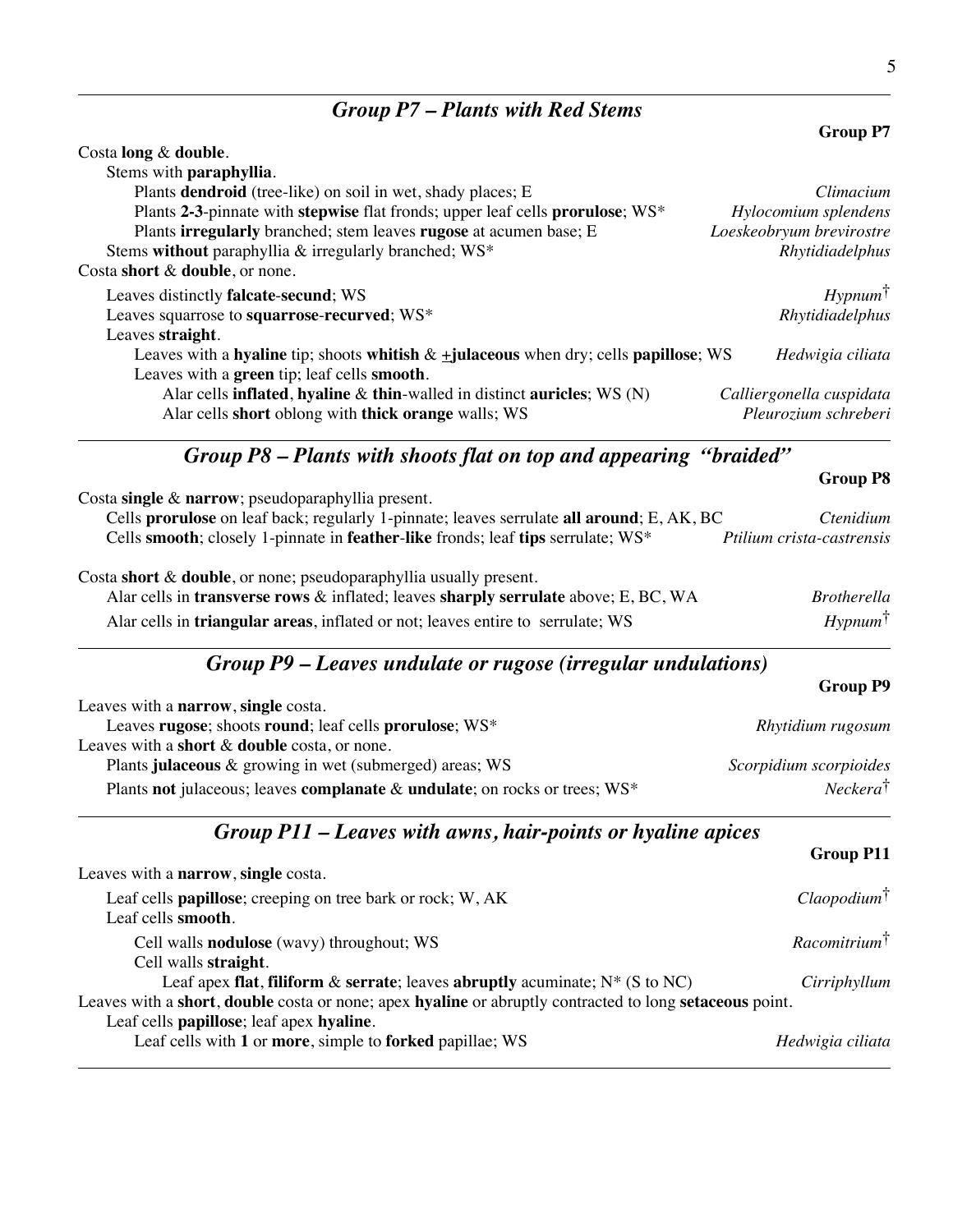## *Group P7 – Plants with Red Stems*

**Group P7**

Costa **long** & **double**.
  Stems with **paraphyllia**.
    Plants **dendroid** (tree-like) on soil in wet, shady places; E — *Climacium*
    Plants **2-3**-pinnate with **stepwise** flat fronds; upper leaf cells **prorulose**; WS* — *Hylocomium splendens*
    Plants **irregularly** branched; stem leaves **rugose** at acumen base; E — *Loeskeobryum brevirostre*
  Stems **without** paraphyllia & irregularly branched; WS* — *Rhytidiadelphus*
Costa **short** & **double**, or none.
  Leaves distinctly **falcate**-**secund**; WS — *Hypnum*†
  Leaves squarrose to **squarrose**-**recurved**; WS* — *Rhytidiadelphus*
  Leaves **straight**.
    Leaves with a **hyaline** tip; shoots **whitish** & **±julaceous** when dry; cells **papillose**; WS — *Hedwigia ciliata*
    Leaves with a **green** tip; leaf cells **smooth**.
      Alar cells **inflated**, **hyaline** & **thin**-walled in distinct **auricles**; WS (N) — *Calliergonella cuspidata*
      Alar cells **short** oblong with **thick orange** walls; WS — *Pleurozium schreberi*

## *Group P8 – Plants with shoots flat on top and appearing "braided"*

**Group P8**

Costa **single** & **narrow**; pseudoparaphyllia present.
  Cells **prorulose** on leaf back; regularly 1-pinnate; leaves serrulate **all around**; E, AK, BC — *Ctenidium*
  Cells **smooth**; closely 1-pinnate in **feather**-**like** fronds; leaf **tips** serrulate; WS* — *Ptilium crista-castrensis*

Costa **short** & **double**, or none; pseudoparaphyllia usually present.
  Alar cells in **transverse rows** & inflated; leaves **sharply serrulate** above; E, BC, WA — *Brotherella*
  Alar cells in **triangular areas**, inflated or not; leaves entire to serrulate; WS — *Hypnum*†

## *Group P9 – Leaves undulate or rugose (irregular undulations)*

**Group P9**

Leaves with a **narrow**, **single** costa.
  Leaves **rugose**; shoots **round**; leaf cells **prorulose**; WS* — *Rhytidium rugosum*
Leaves with a **short** & **double** costa, or none.
  Plants **julaceous** & growing in wet (submerged) areas; WS — *Scorpidium scorpioides*
  Plants **not** julaceous; leaves **complanate** & **undulate**; on rocks or trees; WS* — *Neckera*†

## *Group P11 – Leaves with awns, hair-points or hyaline apices*

**Group P11**

Leaves with a **narrow**, **single** costa.
  Leaf cells **papillose**; creeping on tree bark or rock; W, AK — *Claopodium*†
  Leaf cells **smooth**.
    Cell walls **nodulose** (wavy) throughout; WS — *Racomitrium*†
    Cell walls **straight**.
      Leaf apex **flat**, **filiform** & **serrate**; leaves **abruptly** acuminate; N* (S to NC) — *Cirriphyllum*
Leaves with a **short**, **double** costa or none; apex **hyaline** or abruptly contracted to long **setaceous** point.
  Leaf cells **papillose**; leaf apex **hyaline**.
    Leaf cells with **1** or **more**, simple to **forked** papillae; WS — *Hedwigia ciliata*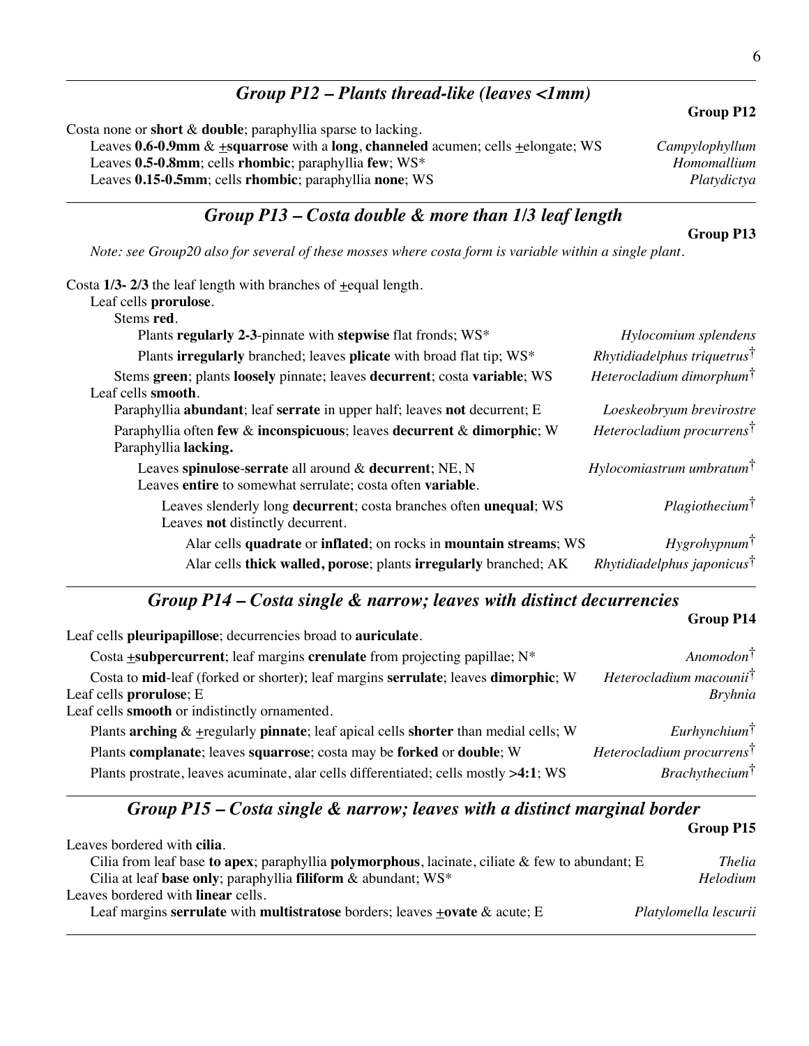## *Group P12 – Plants thread-like (leaves <1mm)*

**Group P12**

Costa none or **short** & **double**; paraphyllia sparse to lacking.

| | |
|---|---|
| Leaves **0.6-0.9mm** & ±**squarrose** with a **long**, **channeled** acumen; cells ±elongate; WS | *Campylophyllum* |
| Leaves **0.5-0.8mm**; cells **rhombic**; paraphyllia **few**; WS* | *Homomallium* |
| Leaves **0.15-0.5mm**; cells **rhombic**; paraphyllia **none**; WS | *Platydictya* |

## *Group P13 – Costa double & more than 1/3 leaf length*

**Group P13**

*Note: see Group20 also for several of these mosses where costa form is variable within a single plant.*

Costa **1/3- 2/3** the leaf length with branches of ±equal length.

- Leaf cells **prorulose**.
  - Stems **red**.
    - Plants **regularly 2-3**-pinnate with **stepwise** flat fronds; WS* — *Hylocomium splendens*
    - Plants **irregularly** branched; leaves **plicate** with broad flat tip; WS* — *Rhytidiadelphus triquetrus*†
  - Stems **green**; plants **loosely** pinnate; leaves **decurrent**; costa **variable**; WS — *Heterocladium dimorphum*†
- Leaf cells **smooth**.
  - Paraphyllia **abundant**; leaf **serrate** in upper half; leaves **not** decurrent; E — *Loeskeobryum brevirostre*
  - Paraphyllia often **few** & **inconspicuous**; leaves **decurrent** & **dimorphic**; W — *Heterocladium procurrens*†
  - Paraphyllia **lacking.**
    - Leaves **spinulose**-**serrate** all around & **decurrent**; NE, N — *Hylocomiastrum umbratum*†
    - Leaves **entire** to somewhat serrulate; costa often **variable**.
      - Leaves slenderly long **decurrent**; costa branches often **unequal**; WS — *Plagiothecium*†
      - Leaves **not** distinctly decurrent.
        - Alar cells **quadrate** or **inflated**; on rocks in **mountain streams**; WS — *Hygrohypnum*†
        - Alar cells **thick walled, porose**; plants **irregularly** branched; AK — *Rhytidiadelphus japonicus*†

## *Group P14 – Costa single & narrow; leaves with distinct decurrencies*

**Group P14**

- Leaf cells **pleuripapillose**; decurrencies broad to **auriculate**.
  - Costa ±**subpercurrent**; leaf margins **crenulate** from projecting papillae; N* — *Anomodon*†
  - Costa to **mid**-leaf (forked or shorter); leaf margins **serrulate**; leaves **dimorphic**; W — *Heterocladium macounii*†
- Leaf cells **prorulose**; E — *Bryhnia*
- Leaf cells **smooth** or indistinctly ornamented.
  - Plants **arching** & ±regularly **pinnate**; leaf apical cells **shorter** than medial cells; W — *Eurhynchium*†
  - Plants **complanate**; leaves **squarrose**; costa may be **forked** or **double**; W — *Heterocladium procurrens*†
  - Plants prostrate, leaves acuminate, alar cells differentiated; cells mostly **>4:1**; WS — *Brachythecium*†

## *Group P15 – Costa single & narrow; leaves with a distinct marginal border*

**Group P15**

- Leaves bordered with **cilia**.
  - Cilia from leaf base **to apex**; paraphyllia **polymorphous**, lacinate, ciliate & few to abundant; E — *Thelia*
  - Cilia at leaf **base only**; paraphyllia **filiform** & abundant; WS* — *Helodium*
- Leaves bordered with **linear** cells.
  - Leaf margins **serrulate** with **multistratose** borders; leaves ±**ovate** & acute; E — *Platylomella lescurii*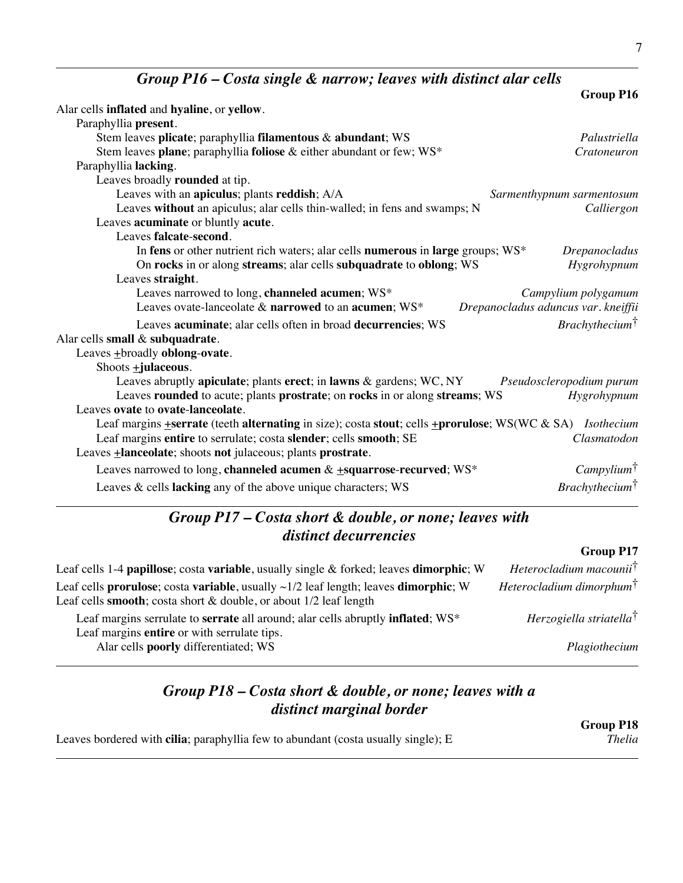## *Group P16 – Costa single & narrow; leaves with distinct alar cells*

**Group P16**

Alar cells **inflated** and **hyaline**, or **yellow**.
- Paraphyllia **present**.
  - Stem leaves **plicate**; paraphyllia **filamentous** & **abundant**; WS — *Palustriella*
  - Stem leaves **plane**; paraphyllia **foliose** & either abundant or few; WS* — *Cratoneuron*
- Paraphyllia **lacking**.
  - Leaves broadly **rounded** at tip.
    - Leaves with an **apiculus**; plants **reddish**; A/A — *Sarmenthypnum sarmentosum*
    - Leaves **without** an apiculus; alar cells thin-walled; in fens and swamps; N — *Calliergon*
  - Leaves **acuminate** or bluntly **acute**.
    - Leaves **falcate**-**second**.
      - In **fens** or other nutrient rich waters; alar cells **numerous** in **large** groups; WS* — *Drepanocladus*
      - On **rocks** in or along **streams**; alar cells **subquadrate** to **oblong**; WS — *Hygrohypnum*
    - Leaves **straight**.
      - Leaves narrowed to long, **channeled acumen**; WS* — *Campylium polygamum*
      - Leaves ovate-lanceolate & **narrowed** to an **acumen**; WS* — *Drepanocladus aduncus var. kneiffii*
      - Leaves **acuminate**; alar cells often in broad **decurrencies**; WS — *Brachythecium*†

Alar cells **small** & **subquadrate**.
- Leaves ±broadly **oblong**-**ovate**.
  - Shoots ±**julaceous**.
    - Leaves abruptly **apiculate**; plants **erect**; in **lawns** & gardens; WC, NY — *Pseudoscleropodium purum*
    - Leaves **rounded** to acute; plants **prostrate**; on **rocks** in or along **streams**; WS — *Hygrohypnum*
- Leaves **ovate** to **ovate**-**lanceolate**.
  - Leaf margins ±**serrate** (teeth **alternating** in size); costa **stout**; cells ±**prorulose**; WS(WC & SA) — *Isothecium*
  - Leaf margins **entire** to serrulate; costa **slender**; cells **smooth**; SE — *Clasmatodon*
- Leaves ±**lanceolate**; shoots **not** julaceous; plants **prostrate**.
  - Leaves narrowed to long, **channeled acumen** & ±**squarrose**-**recurved**; WS* — *Campylium*†
  - Leaves & cells **lacking** any of the above unique characters; WS — *Brachythecium*†

## *Group P17 – Costa short & double, or none; leaves with distinct decurrencies*

**Group P17**

Leaf cells 1-4 **papillose**; costa **variable**, usually single & forked; leaves **dimorphic**; W — *Heterocladium macounii*†

Leaf cells **prorulose**; costa **variable**, usually ~1/2 leaf length; leaves **dimorphic**; W — *Heterocladium dimorphum*†

Leaf cells **smooth**; costa short & double, or about 1/2 leaf length
- Leaf margins serrulate to **serrate** all around; alar cells abruptly **inflated**; WS* — *Herzogiella striatella*†
- Leaf margins **entire** or with serrulate tips.
  - Alar cells **poorly** differentiated; WS — *Plagiothecium*

## *Group P18 – Costa short & double, or none; leaves with a distinct marginal border*

**Group P18**

Leaves bordered with **cilia**; paraphyllia few to abundant (costa usually single); E — *Thelia*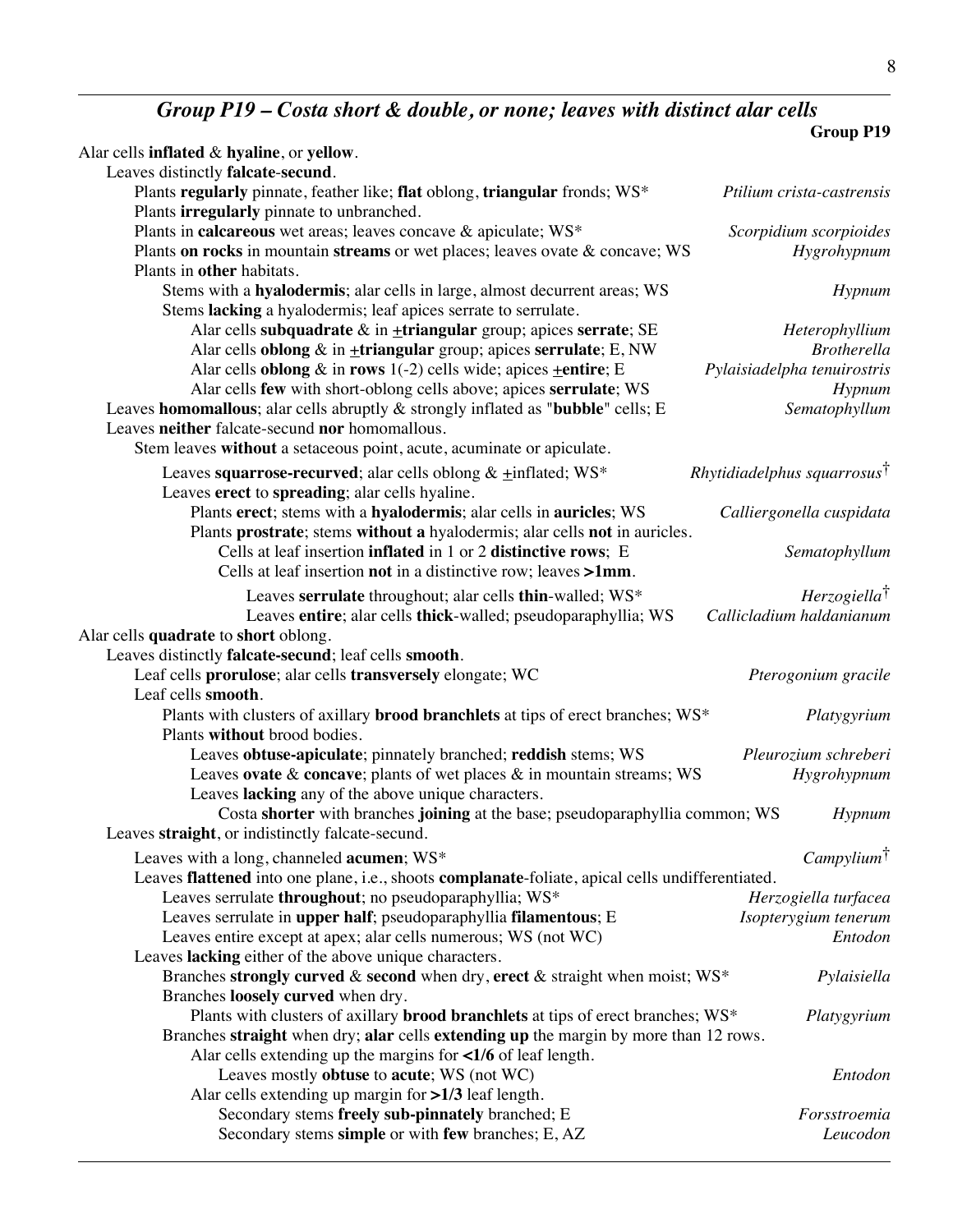## *Group P19 – Costa short & double, or none; leaves with distinct alar cells*

**Group P19**

Alar cells **inflated** & **hyaline**, or **yellow**.
- Leaves distinctly **falcate-secund**.
  - Plants **regularly** pinnate, feather like; **flat** oblong, **triangular** fronds; WS* — *Ptilium crista-castrensis*
  - Plants **irregularly** pinnate to unbranched.
  - Plants in **calcareous** wet areas; leaves concave & apiculate; WS* — *Scorpidium scorpioides*
  - Plants **on rocks** in mountain **streams** or wet places; leaves ovate & concave; WS — *Hygrohypnum*
  - Plants in **other** habitats.
    - Stems with a **hyalodermis**; alar cells in large, almost decurrent areas; WS — *Hypnum*
    - Stems **lacking** a hyalodermis; leaf apices serrate to serrulate.
      - Alar cells **subquadrate** & in ±**triangular** group; apices **serrate**; SE — *Heterophyllium*
      - Alar cells **oblong** & in ±**triangular** group; apices **serrulate**; E, NW — *Brotherella*
      - Alar cells **oblong** & in **rows** 1(-2) cells wide; apices ±**entire**; E — *Pylaisiadelpha tenuirostris*
      - Alar cells **few** with short-oblong cells above; apices **serrulate**; WS — *Hypnum*
- Leaves **homomallous**; alar cells abruptly & strongly inflated as "**bubble**" cells; E — *Sematophyllum*
- Leaves **neither** falcate-secund **nor** homomallous.
  - Stem leaves **without** a setaceous point, acute, acuminate or apiculate.
    - Leaves **squarrose-recurved**; alar cells oblong & ±inflated; WS* — *Rhytidiadelphus squarrosus*†
    - Leaves **erect** to **spreading**; alar cells hyaline.
      - Plants **erect**; stems with a **hyalodermis**; alar cells in **auricles**; WS — *Calliergonella cuspidata*
      - Plants **prostrate**; stems **without a** hyalodermis; alar cells **not** in auricles.
        - Cells at leaf insertion **inflated** in 1 or 2 **distinctive rows**; E — *Sematophyllum*
        - Cells at leaf insertion **not** in a distinctive row; leaves **>1mm**.
          - Leaves **serrulate** throughout; alar cells **thin**-walled; WS* — *Herzogiella*†
          - Leaves **entire**; alar cells **thick**-walled; pseudoparaphyllia; WS — *Callicladium haldanianum*

Alar cells **quadrate** to **short** oblong.
- Leaves distinctly **falcate-secund**; leaf cells **smooth**.
  - Leaf cells **prorulose**; alar cells **transversely** elongate; WC — *Pterogonium gracile*
  - Leaf cells **smooth**.
    - Plants with clusters of axillary **brood branchlets** at tips of erect branches; WS* — *Platygyrium*
    - Plants **without** brood bodies.
      - Leaves **obtuse-apiculate**; pinnately branched; **reddish** stems; WS — *Pleurozium schreberi*
      - Leaves **ovate** & **concave**; plants of wet places & in mountain streams; WS — *Hygrohypnum*
      - Leaves **lacking** any of the above unique characters.
        - Costa **shorter** with branches **joining** at the base; pseudoparaphyllia common; WS — *Hypnum*
- Leaves **straight**, or indistinctly falcate-secund.
  - Leaves with a long, channeled **acumen**; WS* — *Campylium*†
  - Leaves **flattened** into one plane, i.e., shoots **complanate**-foliate, apical cells undifferentiated.
    - Leaves serrulate **throughout**; no pseudoparaphyllia; WS* — *Herzogiella turfacea*
    - Leaves serrulate in **upper half**; pseudoparaphyllia **filamentous**; E — *Isopterygium tenerum*
    - Leaves entire except at apex; alar cells numerous; WS (not WC) — *Entodon*
  - Leaves **lacking** either of the above unique characters.
    - Branches **strongly curved** & **second** when dry, **erect** & straight when moist; WS* — *Pylaisiella*
    - Branches **loosely curved** when dry.
      - Plants with clusters of axillary **brood branchlets** at tips of erect branches; WS* — *Platygyrium*
    - Branches **straight** when dry; **alar** cells **extending up** the margin by more than 12 rows.
      - Alar cells extending up the margins for **<1/6** of leaf length.
        - Leaves mostly **obtuse** to **acute**; WS (not WC) — *Entodon*
      - Alar cells extending up margin for **>1/3** leaf length.
        - Secondary stems **freely sub-pinnately** branched; E — *Forsstroemia*
        - Secondary stems **simple** or with **few** branches; E, AZ — *Leucodon*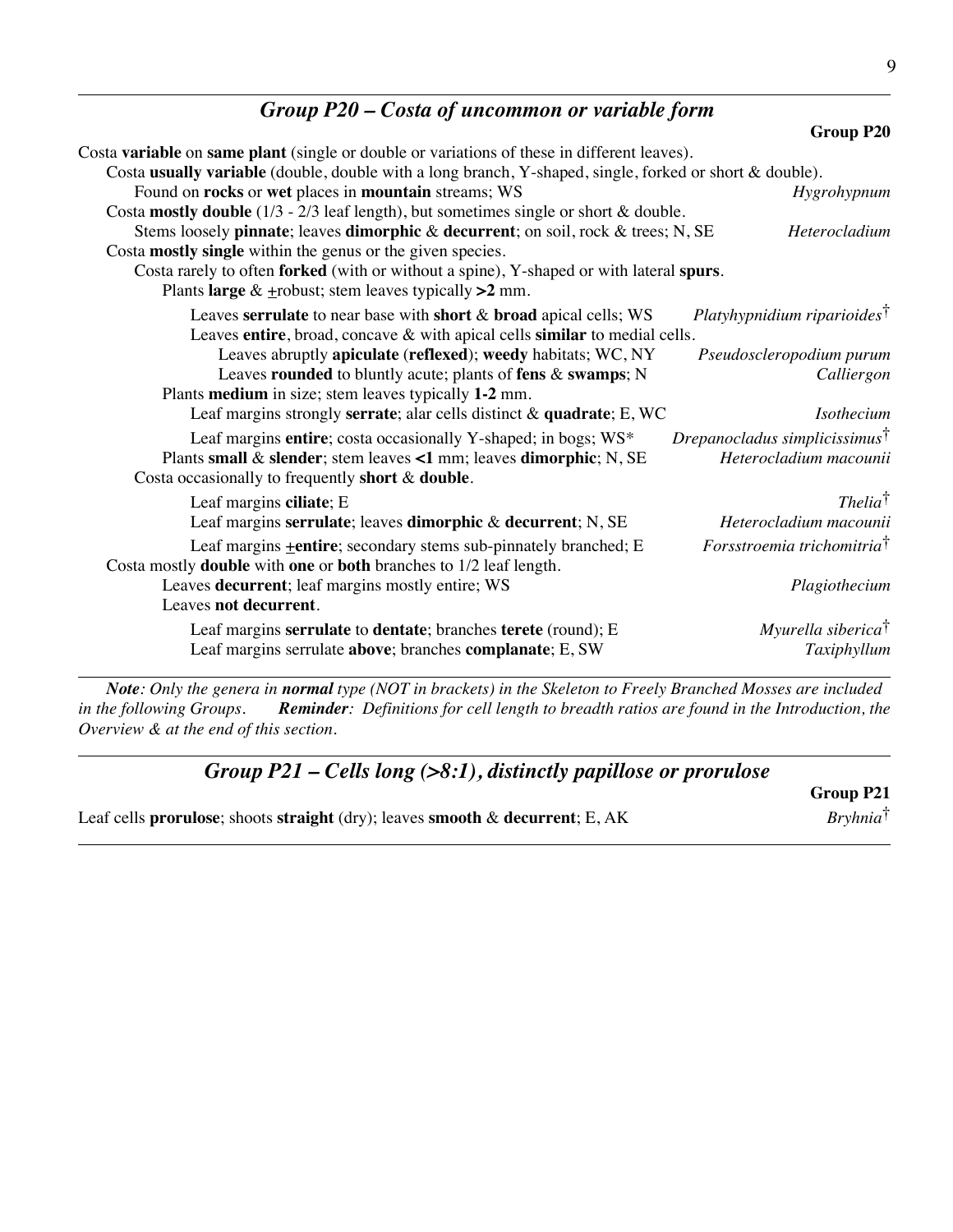## *Group P20 – Costa of uncommon or variable form*

**Group P20**

Costa **variable** on **same plant** (single or double or variations of these in different leaves).
- Costa **usually variable** (double, double with a long branch, Y-shaped, single, forked or short & double).
  - Found on **rocks** or **wet** places in **mountain** streams; WS — *Hygrohypnum*
- Costa **mostly double** (1/3 - 2/3 leaf length), but sometimes single or short & double.
  - Stems loosely **pinnate**; leaves **dimorphic** & **decurrent**; on soil, rock & trees; N, SE — *Heterocladium*

Costa **mostly single** within the genus or the given species.
- Costa rarely to often **forked** (with or without a spine), Y-shaped or with lateral **spurs**.
  - Plants **large** & ±robust; stem leaves typically **>2** mm.
    - Leaves **serrulate** to near base with **short** & **broad** apical cells; WS — *Platyhypnidium riparioides*†
    - Leaves **entire**, broad, concave & with apical cells **similar** to medial cells.
      - Leaves abruptly **apiculate** (**reflexed**); **weedy** habitats; WC, NY — *Pseudoscleropodium purum*
      - Leaves **rounded** to bluntly acute; plants of **fens** & **swamps**; N — *Calliergon*
  - Plants **medium** in size; stem leaves typically **1-2** mm.
    - Leaf margins strongly **serrate**; alar cells distinct & **quadrate**; E, WC — *Isothecium*
    - Leaf margins **entire**; costa occasionally Y-shaped; in bogs; WS* — *Drepanocladus simplicissimus*†
  - Plants **small** & **slender**; stem leaves **<1** mm; leaves **dimorphic**; N, SE — *Heterocladium macounii*
- Costa occasionally to frequently **short** & **double**.
  - Leaf margins **ciliate**; E — *Thelia*†
  - Leaf margins **serrulate**; leaves **dimorphic** & **decurrent**; N, SE — *Heterocladium macounii*
  - Leaf margins ±**entire**; secondary stems sub-pinnately branched; E — *Forsstroemia trichomitria*†

Costa mostly **double** with **one** or **both** branches to 1/2 leaf length.
- Leaves **decurrent**; leaf margins mostly entire; WS — *Plagiothecium*
- Leaves **not decurrent**.
  - Leaf margins **serrulate** to **dentate**; branches **terete** (round); E — *Myurella siberica*†
  - Leaf margins serrulate **above**; branches **complanate**; E, SW — *Taxiphyllum*

***Note**: Only the genera in **normal** type (NOT in brackets) in the Skeleton to Freely Branched Mosses are included in the following Groups.* ***Reminder**: Definitions for cell length to breadth ratios are found in the Introduction, the Overview & at the end of this section.*

## *Group P21 – Cells long (>8:1), distinctly papillose or prorulose*

**Group P21**

Leaf cells **prorulose**; shoots **straight** (dry); leaves **smooth** & **decurrent**; E, AK — *Bryhnia*†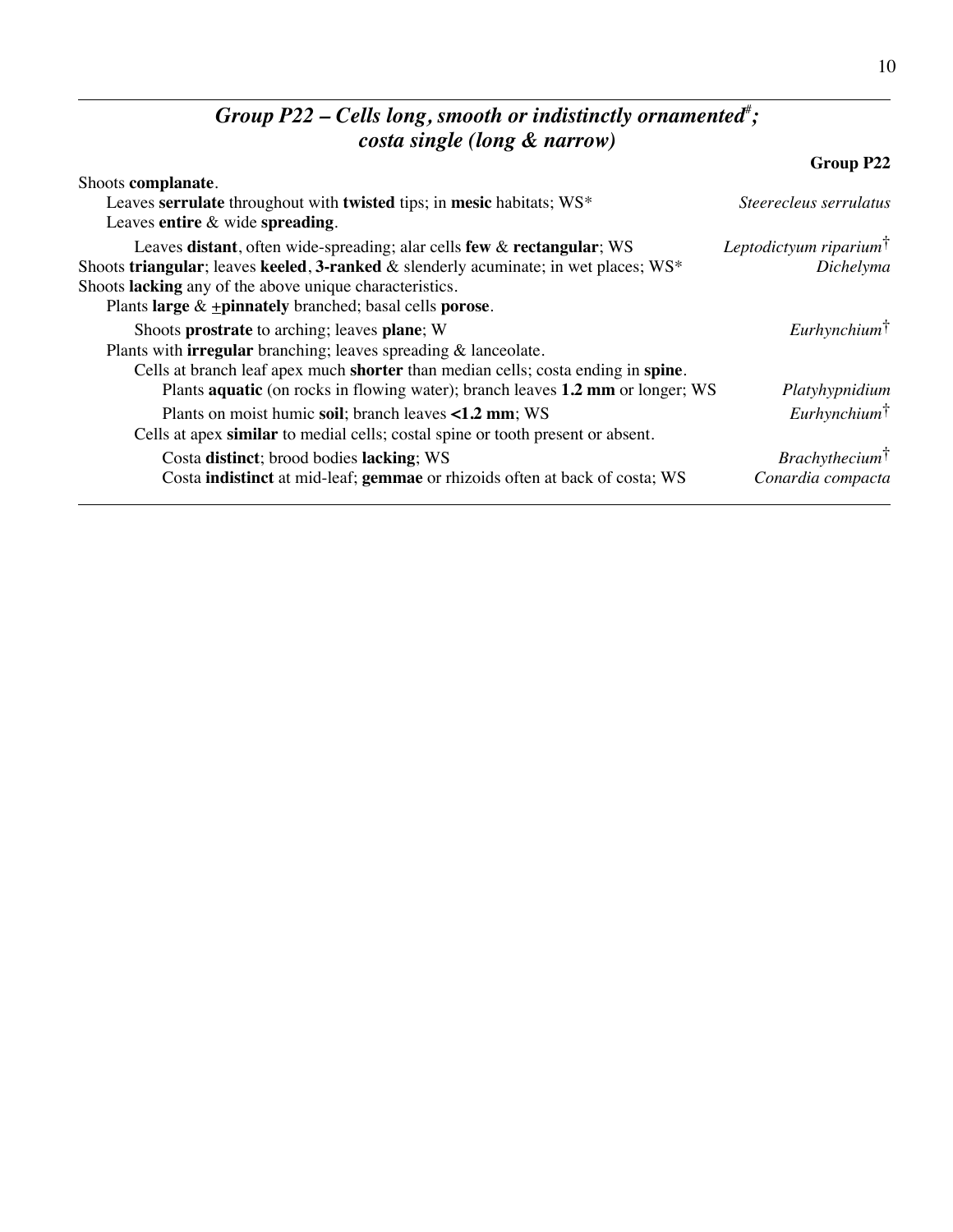## *Group P22 – Cells long, smooth or indistinctly ornamented#; costa single (long & narrow)*

**Group P22**

| | |
|---|---|
| Shoots **complanate**. | |
| Leaves **serrulate** throughout with **twisted** tips; in **mesic** habitats; WS* | *Steerecleus serrulatus* |
| Leaves **entire** & wide **spreading**. | |
| Leaves **distant**, often wide-spreading; alar cells **few** & **rectangular**; WS | *Leptodictyum riparium*† |
| Shoots **triangular**; leaves **keeled**, **3-ranked** & slenderly acuminate; in wet places; WS* | *Dichelyma* |
| Shoots **lacking** any of the above unique characteristics. | |
| Plants **large** & **±pinnately** branched; basal cells **porose**. | |
| Shoots **prostrate** to arching; leaves **plane**; W | *Eurhynchium*† |
| Plants with **irregular** branching; leaves spreading & lanceolate. | |
| Cells at branch leaf apex much **shorter** than median cells; costa ending in **spine**. | |
| Plants **aquatic** (on rocks in flowing water); branch leaves **1.2 mm** or longer; WS | *Platyhypnidium* |
| Plants on moist humic **soil**; branch leaves **<1.2 mm**; WS | *Eurhynchium*† |
| Cells at apex **similar** to medial cells; costal spine or tooth present or absent. | |
| Costa **distinct**; brood bodies **lacking**; WS | *Brachythecium*† |
| Costa **indistinct** at mid-leaf; **gemmae** or rhizoids often at back of costa; WS | *Conardia compacta* |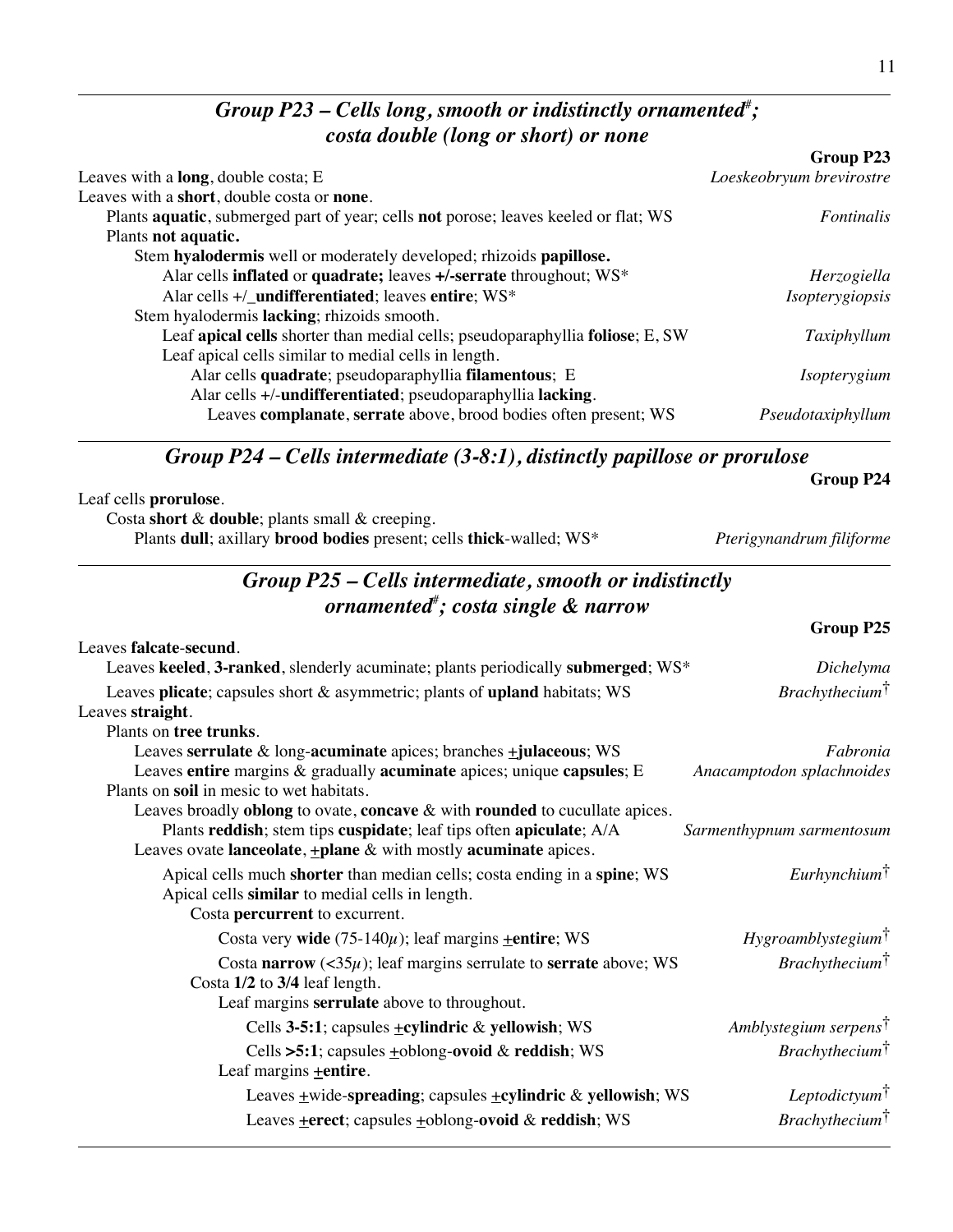## *Group P23 – Cells long, smooth or indistinctly ornamented[#]; costa double (long or short) or none*

**Group P23**

Leaves with a **long**, double costa; E — *Loeskeobryum brevirostre*

Leaves with a **short**, double costa or **none**.

- Plants **aquatic**, submerged part of year; cells **not** porose; leaves keeled or flat; WS — *Fontinalis*
- Plants **not aquatic.**
  - Stem **hyalodermis** well or moderately developed; rhizoids **papillose.**
    - Alar cells **inflated** or **quadrate;** leaves **+/-serrate** throughout; WS* — *Herzogiella*
    - Alar cells +/_**undifferentiated**; leaves **entire**; WS* — *Isopterygiopsis*
  - Stem hyalodermis **lacking**; rhizoids smooth.
    - Leaf **apical cells** shorter than medial cells; pseudoparaphyllia **foliose**; E, SW — *Taxiphyllum*
    - Leaf apical cells similar to medial cells in length.
      - Alar cells **quadrate**; pseudoparaphyllia **filamentous**; E — *Isopterygium*
      - Alar cells +/-**undifferentiated**; pseudoparaphyllia **lacking**.
        - Leaves **complanate**, **serrate** above, brood bodies often present; WS — *Pseudotaxiphyllum*

## *Group P24 – Cells intermediate (3-8:1), distinctly papillose or prorulose*

**Group P24**

Leaf cells **prorulose**.

- Costa **short** & **double**; plants small & creeping.
  - Plants **dull**; axillary **brood bodies** present; cells **thick**-walled; WS* — *Pterigynandrum filiforme*

## *Group P25 – Cells intermediate, smooth or indistinctly ornamented[#]; costa single & narrow*

**Group P25**

Leaves **falcate**-**secund**.

- Leaves **keeled**, **3-ranked**, slenderly acuminate; plants periodically **submerged**; WS* — *Dichelyma*
- Leaves **plicate**; capsules short & asymmetric; plants of **upland** habitats; WS — *Brachythecium*[†]

Leaves **straight**.

- Plants on **tree trunks**.
  - Leaves **serrulate** & long-**acuminate** apices; branches **±julaceous**; WS — *Fabronia*
  - Leaves **entire** margins & gradually **acuminate** apices; unique **capsules**; E — *Anacamptodon splachnoides*
- Plants on **soil** in mesic to wet habitats.
  - Leaves broadly **oblong** to ovate, **concave** & with **rounded** to cucullate apices.
    - Plants **reddish**; stem tips **cuspidate**; leaf tips often **apiculate**; A/A — *Sarmenthypnum sarmentosum*
  - Leaves ovate **lanceolate**, **±plane** & with mostly **acuminate** apices.
    - Apical cells much **shorter** than median cells; costa ending in a **spine**; WS — *Eurhynchium*[†]
    - Apical cells **similar** to medial cells in length.
      - Costa **percurrent** to excurrent.
        - Costa very **wide** (75-140$\mu$); leaf margins **±entire**; WS — *Hygroamblystegium*[†]
        - Costa **narrow** (<35$\mu$); leaf margins serrulate to **serrate** above; WS — *Brachythecium*[†]
      - Costa **1/2** to **3/4** leaf length.
        - Leaf margins **serrulate** above to throughout.
          - Cells **3-5:1**; capsules **±cylindric** & **yellowish**; WS — *Amblystegium serpens*[†]
          - Cells **>5:1**; capsules ±oblong-**ovoid** & **reddish**; WS — *Brachythecium*[†]
        - Leaf margins **±entire**.
          - Leaves ±wide-**spreading**; capsules **±cylindric** & **yellowish**; WS — *Leptodictyum*[†]
          - Leaves **±erect**; capsules ±oblong-**ovoid** & **reddish**; WS — *Brachythecium*[†]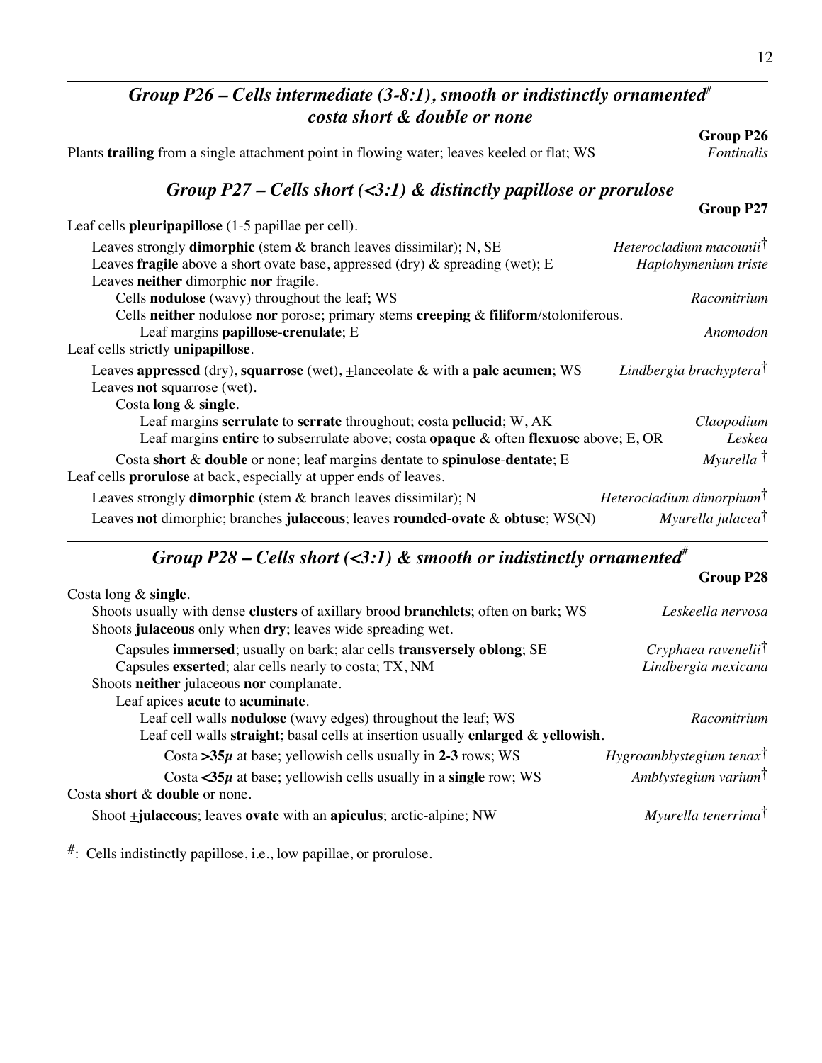## *Group P26 – Cells intermediate (3-8:1), smooth or indistinctly ornamented*[#] *costa short & double or none*

**Group P26**

Plants **trailing** from a single attachment point in flowing water; leaves keeled or flat; WS — *Fontinalis*

## *Group P27 – Cells short (<3:1) & distinctly papillose or prorulose*

**Group P27**

Leaf cells **pleuripapillose** (1-5 papillae per cell).

- Leaves strongly **dimorphic** (stem & branch leaves dissimilar); N, SE — *Heterocladium macounii*†
- Leaves **fragile** above a short ovate base, appressed (dry) & spreading (wet); E — *Haplohymenium triste*
- Leaves **neither** dimorphic **nor** fragile.
  - Cells **nodulose** (wavy) throughout the leaf; WS — *Racomitrium*
  - Cells **neither** nodulose **nor** porose; primary stems **creeping** & **filiform**/stoloniferous.
    - Leaf margins **papillose**-**crenulate**; E — *Anomodon*

Leaf cells strictly **unipapillose**.

- Leaves **appressed** (dry), **squarrose** (wet), ±lanceolate & with a **pale acumen**; WS — *Lindbergia brachyptera*†
- Leaves **not** squarrose (wet).
  - Costa **long** & **single**.
    - Leaf margins **serrulate** to **serrate** throughout; costa **pellucid**; W, AK — *Claopodium*
    - Leaf margins **entire** to subserrulate above; costa **opaque** & often **flexuose** above; E, OR — *Leskea*
  - Costa **short** & **double** or none; leaf margins dentate to **spinulose**-**dentate**; E — *Myurella* †

Leaf cells **prorulose** at back, especially at upper ends of leaves.

- Leaves strongly **dimorphic** (stem & branch leaves dissimilar); N — *Heterocladium dimorphum*†
- Leaves **not** dimorphic; branches **julaceous**; leaves **rounded**-**ovate** & **obtuse**; WS(N) — *Myurella julacea*†

## *Group P28 – Cells short (<3:1) & smooth or indistinctly ornamented*[#]

**Group P28**

Costa long & **single**.

- Shoots usually with dense **clusters** of axillary brood **branchlets**; often on bark; WS — *Leskeella nervosa*
- Shoots **julaceous** only when **dry**; leaves wide spreading wet.
  - Capsules **immersed**; usually on bark; alar cells **transversely oblong**; SE — *Cryphaea ravenelii*†
  - Capsules **exserted**; alar cells nearly to costa; TX, NM — *Lindbergia mexicana*
- Shoots **neither** julaceous **nor** complanate.
  - Leaf apices **acute** to **acuminate**.
    - Leaf cell walls **nodulose** (wavy edges) throughout the leaf; WS — *Racomitrium*
    - Leaf cell walls **straight**; basal cells at insertion usually **enlarged** & **yellowish**.
      - Costa **>35μ** at base; yellowish cells usually in **2-3** rows; WS — *Hygroamblystegium tenax*†
      - Costa **<35μ** at base; yellowish cells usually in a **single** row; WS — *Amblystegium varium*†

Costa **short** & **double** or none.

- Shoot **±julaceous**; leaves **ovate** with an **apiculus**; arctic-alpine; NW — *Myurella tenerrima*†

#: Cells indistinctly papillose, i.e., low papillae, or prorulose.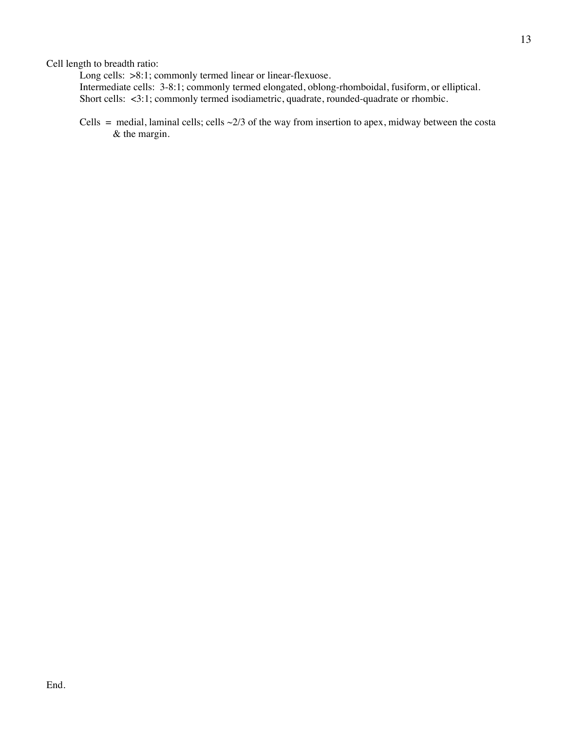Cell length to breadth ratio:

Long cells: >8:1; commonly termed linear or linear-flexuose.
Intermediate cells: 3-8:1; commonly termed elongated, oblong-rhomboidal, fusiform, or elliptical.
Short cells: <3:1; commonly termed isodiametric, quadrate, rounded-quadrate or rhombic.

Cells = medial, laminal cells; cells ~2/3 of the way from insertion to apex, midway between the costa & the margin.

End.